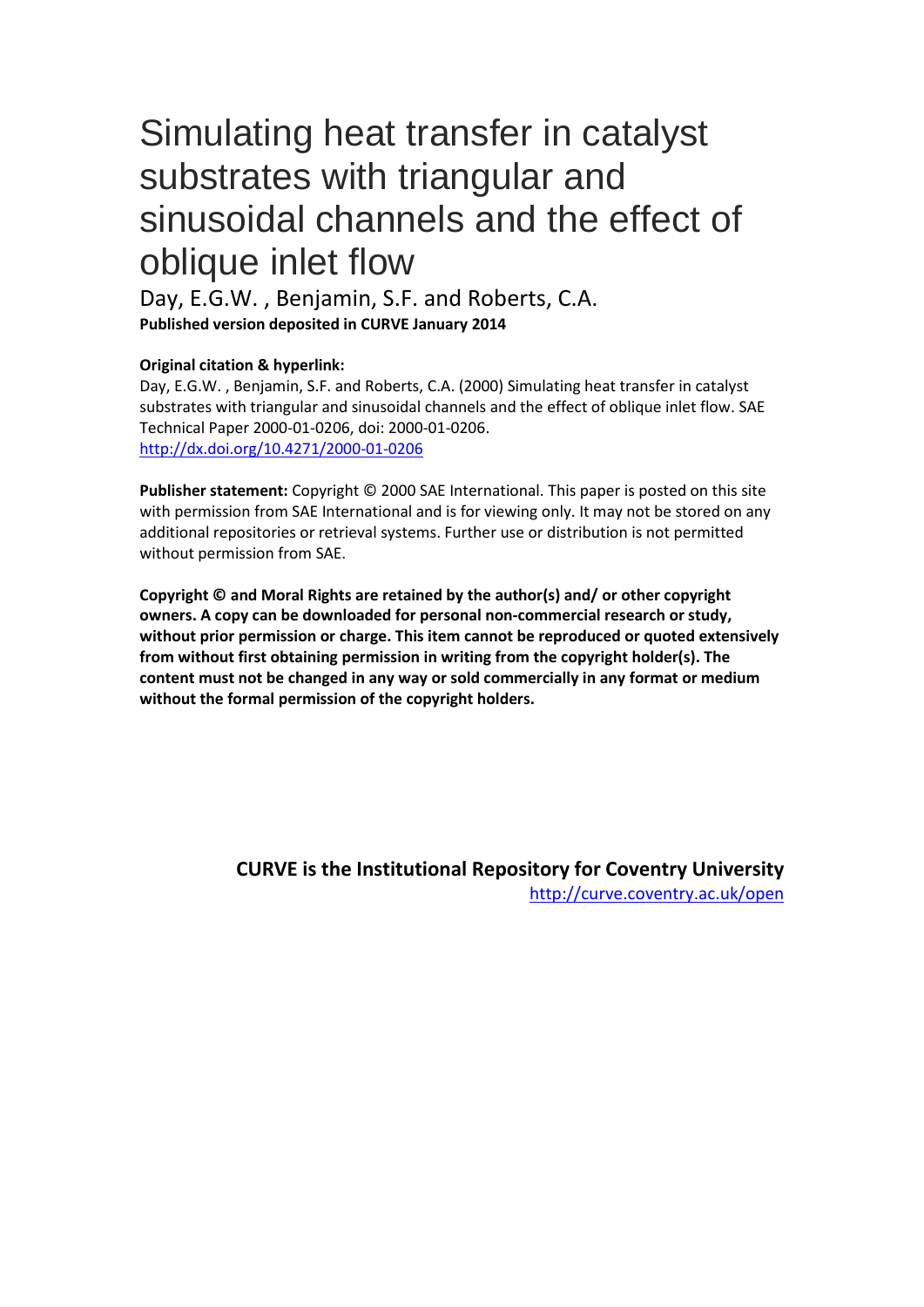# Simulating heat transfer in catalyst substrates with triangular and sinusoidal channels and the effect of oblique inlet flow

Day, E.G.W. , Benjamin, S.F. and Roberts, C.A.

**Published version deposited in CURVE January 2014**

**Original citation & hyperlink:**

Day, E.G.W. , Benjamin, S.F. and Roberts, C.A. (2000) Simulating heat transfer in catalyst substrates with triangular and sinusoidal channels and the effect of oblique inlet flow. SAE Technical Paper 2000-01-0206, doi: 2000-01-0206.

http://dx.doi.org/10.4271/2000-01-0206

**Publisher statement:** Copyright © 2000 SAE International. This paper is posted on this site with permission from SAE International and is for viewing only. It may not be stored on any additional repositories or retrieval systems. Further use or distribution is not permitted without permission from SAE.

**Copyright © and Moral Rights are retained by the author(s) and/ or other copyright owners. A copy can be downloaded for personal non-commercial research or study, without prior permission or charge. This item cannot be reproduced or quoted extensively from without first obtaining permission in writing from the copyright holder(s). The content must not be changed in any way or sold commercially in any format or medium without the formal permission of the copyright holders.**

**CURVE is the Institutional Repository for Coventry University**

http://curve.coventry.ac.uk/open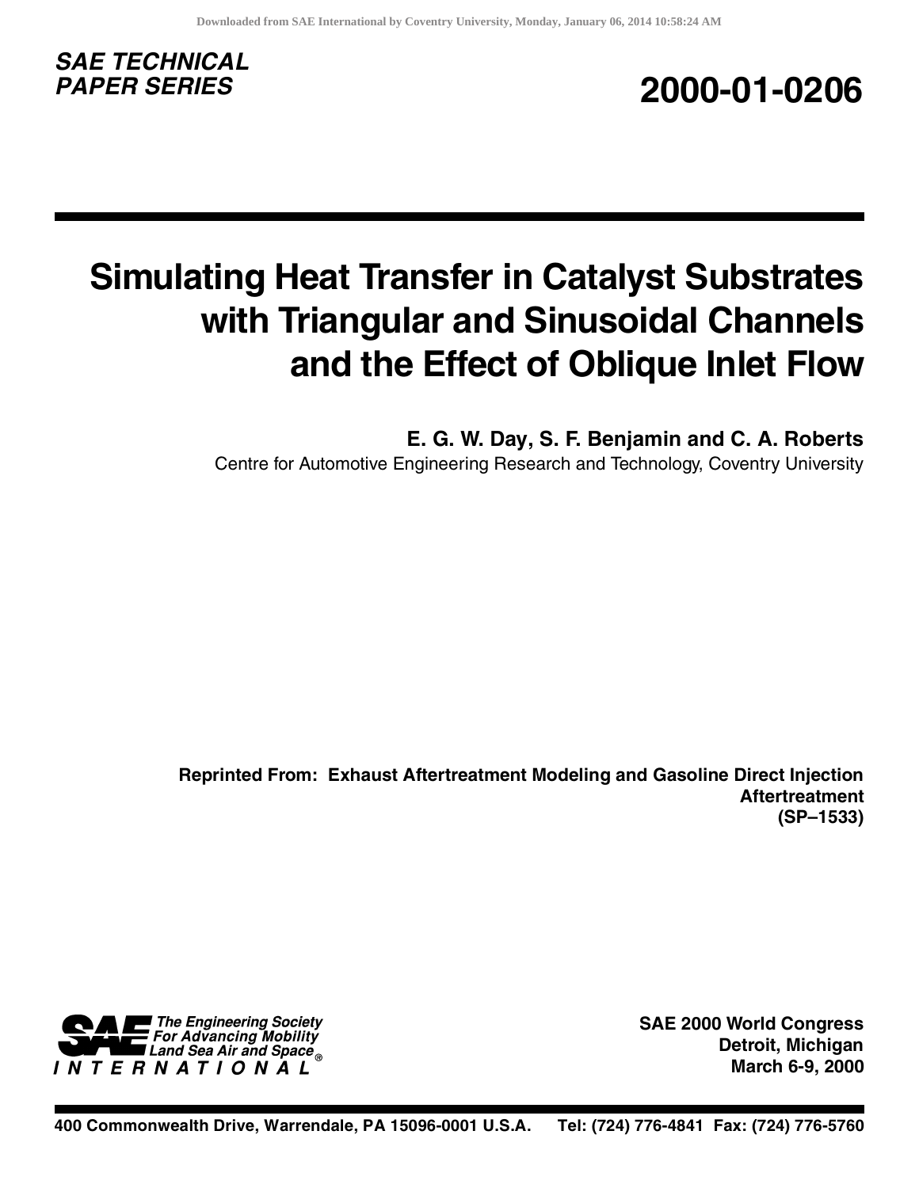# SAE TECHNICAL PAPER SERIES

# 2000-01-0206

# Simulating Heat Transfer in Catalyst Substrates with Triangular and Sinusoidal Channels and the Effect of Oblique Inlet Flow

**E. G. W. Day, S. F. Benjamin and C. A. Roberts**

Centre for Automotive Engineering Research and Technology, Coventry University

**Reprinted From: Exhaust Aftertreatment Modeling and Gasoline Direct Injection Aftertreatment (SP–1533)**

The Engineering Society For Advancing Mobility Land Sea Air and Space
SAE INTERNATIONAL

**SAE 2000 World Congress**
**Detroit, Michigan**
**March 6-9, 2000**

**400 Commonwealth Drive, Warrendale, PA 15096-0001 U.S.A. Tel: (724) 776-4841 Fax: (724) 776-5760**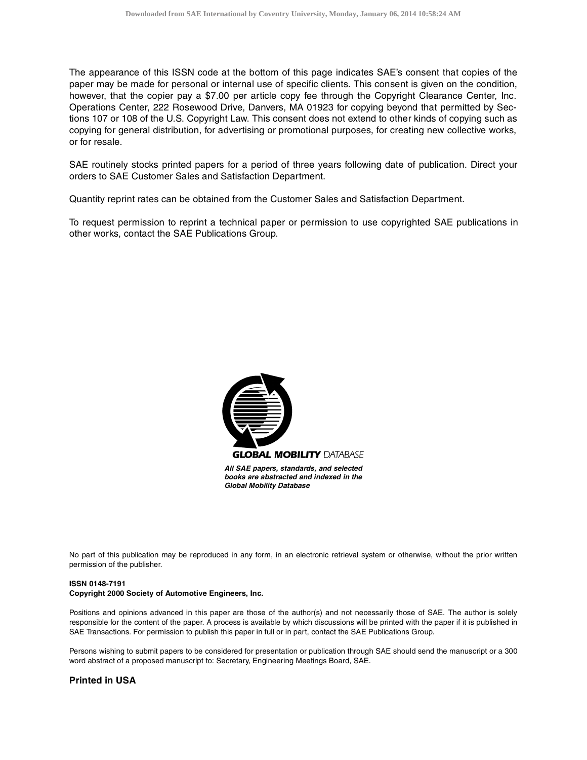The appearance of this ISSN code at the bottom of this page indicates SAE's consent that copies of the paper may be made for personal or internal use of specific clients. This consent is given on the condition, however, that the copier pay a $7.00 per article copy fee through the Copyright Clearance Center, Inc. Operations Center, 222 Rosewood Drive, Danvers, MA 01923 for copying beyond that permitted by Sections 107 or 108 of the U.S. Copyright Law. This consent does not extend to other kinds of copying such as copying for general distribution, for advertising or promotional purposes, for creating new collective works, or for resale.

SAE routinely stocks printed papers for a period of three years following date of publication. Direct your orders to SAE Customer Sales and Satisfaction Department.

Quantity reprint rates can be obtained from the Customer Sales and Satisfaction Department.

To request permission to reprint a technical paper or permission to use copyrighted SAE publications in other works, contact the SAE Publications Group.

**GLOBAL MOBILITY** DATABASE

***All SAE papers, standards, and selected books are abstracted and indexed in the Global Mobility Database***

No part of this publication may be reproduced in any form, in an electronic retrieval system or otherwise, without the prior written permission of the publisher.

**ISSN 0148-7191**
**Copyright 2000 Society of Automotive Engineers, Inc.**

Positions and opinions advanced in this paper are those of the author(s) and not necessarily those of SAE. The author is solely responsible for the content of the paper. A process is available by which discussions will be printed with the paper if it is published in SAE Transactions. For permission to publish this paper in full or in part, contact the SAE Publications Group.

Persons wishing to submit papers to be considered for presentation or publication through SAE should send the manuscript or a 300 word abstract of a proposed manuscript to: Secretary, Engineering Meetings Board, SAE.

**Printed in USA**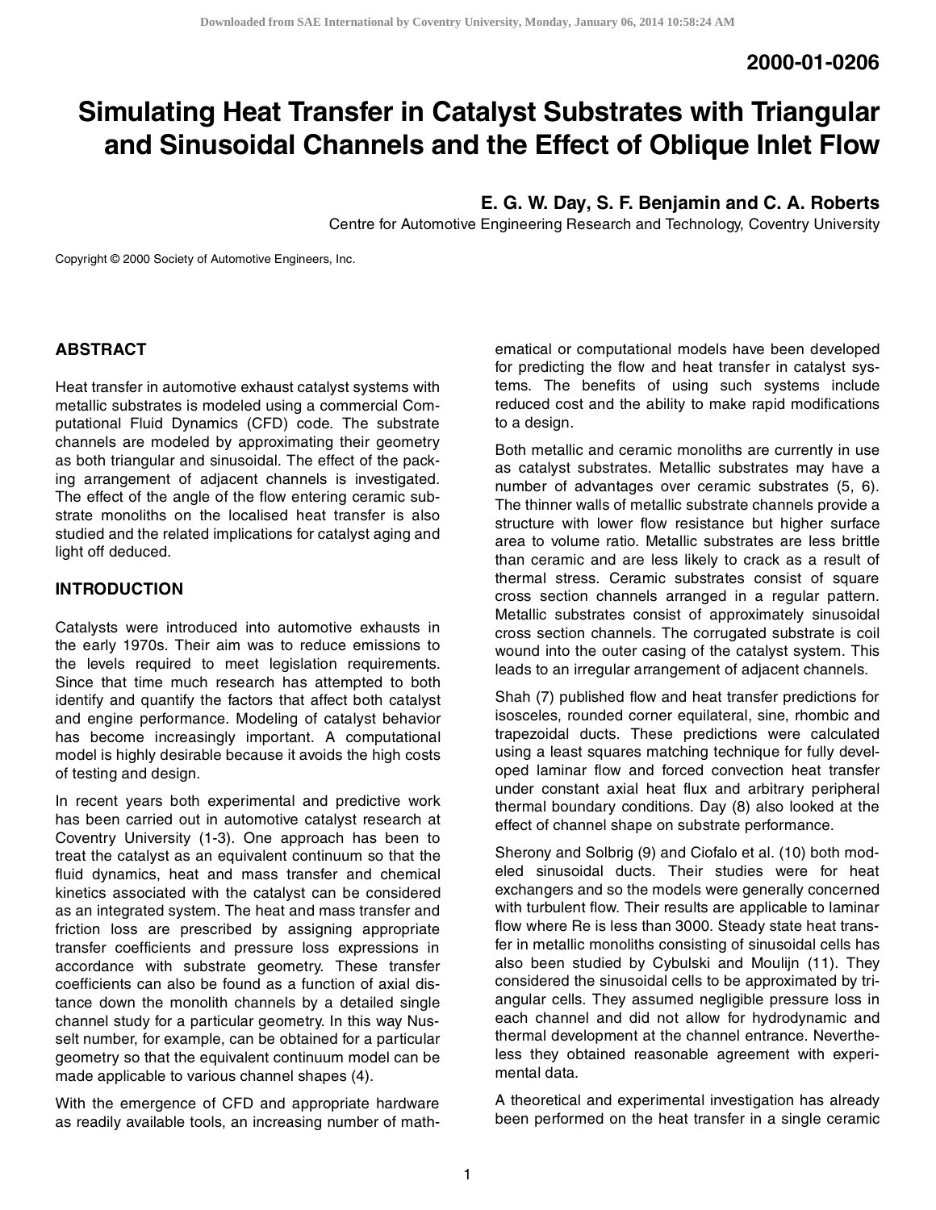2000-01-0206

# Simulating Heat Transfer in Catalyst Substrates with Triangular and Sinusoidal Channels and the Effect of Oblique Inlet Flow

**E. G. W. Day, S. F. Benjamin and C. A. Roberts**

Centre for Automotive Engineering Research and Technology, Coventry University

Copyright © 2000 Society of Automotive Engineers, Inc.

## ABSTRACT

Heat transfer in automotive exhaust catalyst systems with metallic substrates is modeled using a commercial Computational Fluid Dynamics (CFD) code. The substrate channels are modeled by approximating their geometry as both triangular and sinusoidal. The effect of the packing arrangement of adjacent channels is investigated. The effect of the angle of the flow entering ceramic substrate monoliths on the localised heat transfer is also studied and the related implications for catalyst aging and light off deduced.

## INTRODUCTION

Catalysts were introduced into automotive exhausts in the early 1970s. Their aim was to reduce emissions to the levels required to meet legislation requirements. Since that time much research has attempted to both identify and quantify the factors that affect both catalyst and engine performance. Modeling of catalyst behavior has become increasingly important. A computational model is highly desirable because it avoids the high costs of testing and design.

In recent years both experimental and predictive work has been carried out in automotive catalyst research at Coventry University (1-3). One approach has been to treat the catalyst as an equivalent continuum so that the fluid dynamics, heat and mass transfer and chemical kinetics associated with the catalyst can be considered as an integrated system. The heat and mass transfer and friction loss are prescribed by assigning appropriate transfer coefficients and pressure loss expressions in accordance with substrate geometry. These transfer coefficients can also be found as a function of axial distance down the monolith channels by a detailed single channel study for a particular geometry. In this way Nusselt number, for example, can be obtained for a particular geometry so that the equivalent continuum model can be made applicable to various channel shapes (4).

With the emergence of CFD and appropriate hardware as readily available tools, an increasing number of mathematical or computational models have been developed for predicting the flow and heat transfer in catalyst systems. The benefits of using such systems include reduced cost and the ability to make rapid modifications to a design.

Both metallic and ceramic monoliths are currently in use as catalyst substrates. Metallic substrates may have a number of advantages over ceramic substrates (5, 6). The thinner walls of metallic substrate channels provide a structure with lower flow resistance but higher surface area to volume ratio. Metallic substrates are less brittle than ceramic and are less likely to crack as a result of thermal stress. Ceramic substrates consist of square cross section channels arranged in a regular pattern. Metallic substrates consist of approximately sinusoidal cross section channels. The corrugated substrate is coil wound into the outer casing of the catalyst system. This leads to an irregular arrangement of adjacent channels.

Shah (7) published flow and heat transfer predictions for isosceles, rounded corner equilateral, sine, rhombic and trapezoidal ducts. These predictions were calculated using a least squares matching technique for fully developed laminar flow and forced convection heat transfer under constant axial heat flux and arbitrary peripheral thermal boundary conditions. Day (8) also looked at the effect of channel shape on substrate performance.

Sherony and Solbrig (9) and Ciofalo et al. (10) both modeled sinusoidal ducts. Their studies were for heat exchangers and so the models were generally concerned with turbulent flow. Their results are applicable to laminar flow where Re is less than 3000. Steady state heat transfer in metallic monoliths consisting of sinusoidal cells has also been studied by Cybulski and Moulijn (11). They considered the sinusoidal cells to be approximated by triangular cells. They assumed negligible pressure loss in each channel and did not allow for hydrodynamic and thermal development at the channel entrance. Nevertheless they obtained reasonable agreement with experimental data.

A theoretical and experimental investigation has already been performed on the heat transfer in a single ceramic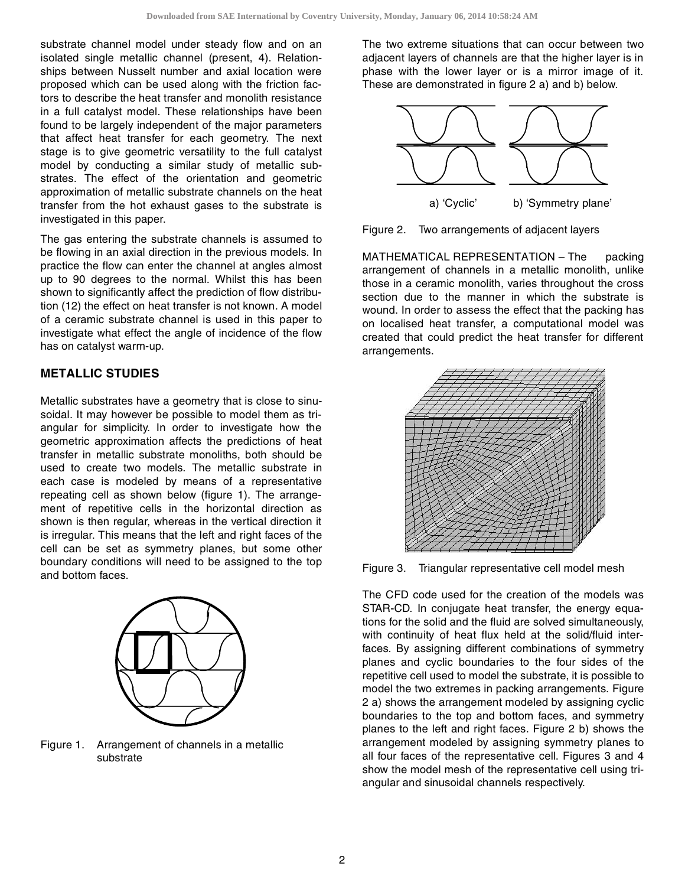substrate channel model under steady flow and on an isolated single metallic channel (present, 4). Relationships between Nusselt number and axial location were proposed which can be used along with the friction factors to describe the heat transfer and monolith resistance in a full catalyst model. These relationships have been found to be largely independent of the major parameters that affect heat transfer for each geometry. The next stage is to give geometric versatility to the full catalyst model by conducting a similar study of metallic substrates. The effect of the orientation and geometric approximation of metallic substrate channels on the heat transfer from the hot exhaust gases to the substrate is investigated in this paper.

The gas entering the substrate channels is assumed to be flowing in an axial direction in the previous models. In practice the flow can enter the channel at angles almost up to 90 degrees to the normal. Whilst this has been shown to significantly affect the prediction of flow distribution (12) the effect on heat transfer is not known. A model of a ceramic substrate channel is used in this paper to investigate what effect the angle of incidence of the flow has on catalyst warm-up.

## METALLIC STUDIES

Metallic substrates have a geometry that is close to sinusoidal. It may however be possible to model them as triangular for simplicity. In order to investigate how the geometric approximation affects the predictions of heat transfer in metallic substrate monoliths, both should be used to create two models. The metallic substrate in each case is modeled by means of a representative repeating cell as shown below (figure 1). The arrangement of repetitive cells in the horizontal direction as shown is then regular, whereas in the vertical direction it is irregular. This means that the left and right faces of the cell can be set as symmetry planes, but some other boundary conditions will need to be assigned to the top and bottom faces.

Figure 1. Arrangement of channels in a metallic substrate

The two extreme situations that can occur between two adjacent layers of channels are that the higher layer is in phase with the lower layer or is a mirror image of it. These are demonstrated in figure 2 a) and b) below.

a) 'Cyclic' b) 'Symmetry plane'

Figure 2. Two arrangements of adjacent layers

MATHEMATICAL REPRESENTATION – The packing arrangement of channels in a metallic monolith, unlike those in a ceramic monolith, varies throughout the cross section due to the manner in which the substrate is wound. In order to assess the effect that the packing has on localised heat transfer, a computational model was created that could predict the heat transfer for different arrangements.

Figure 3. Triangular representative cell model mesh

The CFD code used for the creation of the models was STAR-CD. In conjugate heat transfer, the energy equations for the solid and the fluid are solved simultaneously, with continuity of heat flux held at the solid/fluid interfaces. By assigning different combinations of symmetry planes and cyclic boundaries to the four sides of the repetitive cell used to model the substrate, it is possible to model the two extremes in packing arrangements. Figure 2 a) shows the arrangement modeled by assigning cyclic boundaries to the top and bottom faces, and symmetry planes to the left and right faces. Figure 2 b) shows the arrangement modeled by assigning symmetry planes to all four faces of the representative cell. Figures 3 and 4 show the model mesh of the representative cell using triangular and sinusoidal channels respectively.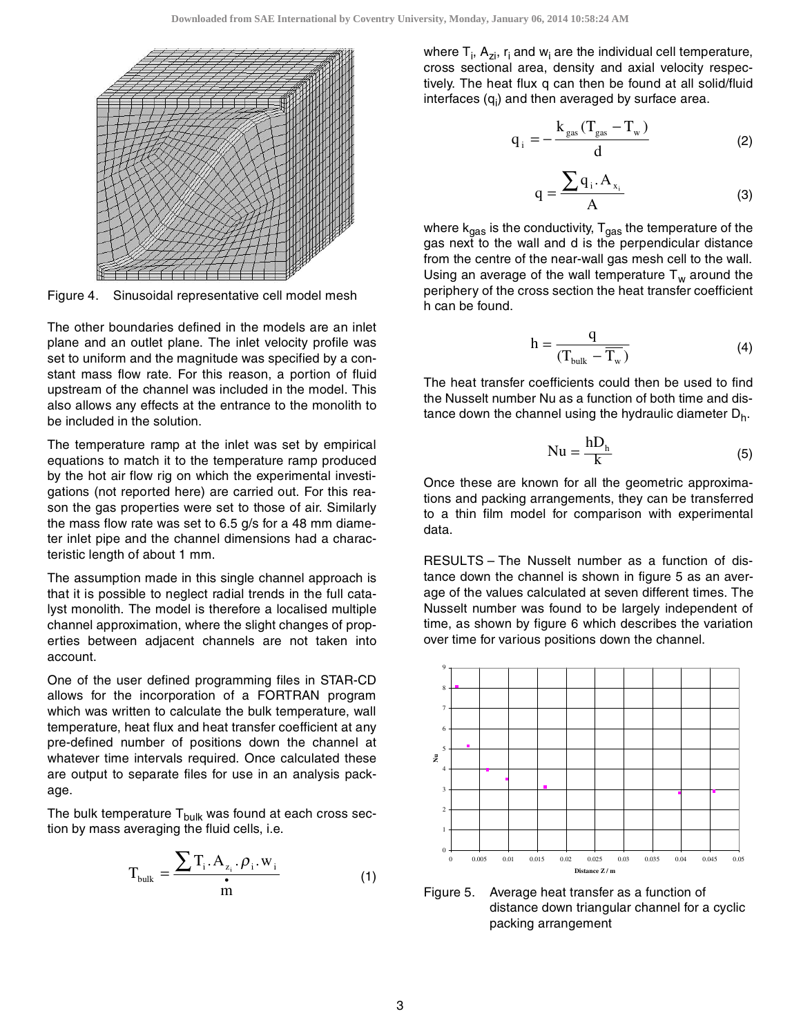Figure 4. Sinusoidal representative cell model mesh

The other boundaries defined in the models are an inlet plane and an outlet plane. The inlet velocity profile was set to uniform and the magnitude was specified by a constant mass flow rate. For this reason, a portion of fluid upstream of the channel was included in the model. This also allows any effects at the entrance to the monolith to be included in the solution.

The temperature ramp at the inlet was set by empirical equations to match it to the temperature ramp produced by the hot air flow rig on which the experimental investigations (not reported here) are carried out. For this reason the gas properties were set to those of air. Similarly the mass flow rate was set to 6.5 g/s for a 48 mm diameter inlet pipe and the channel dimensions had a characteristic length of about 1 mm.

The assumption made in this single channel approach is that it is possible to neglect radial trends in the full catalyst monolith. The model is therefore a localised multiple channel approximation, where the slight changes of properties between adjacent channels are not taken into account.

One of the user defined programming files in STAR-CD allows for the incorporation of a FORTRAN program which was written to calculate the bulk temperature, wall temperature, heat flux and heat transfer coefficient at any pre-defined number of positions down the channel at whatever time intervals required. Once calculated these are output to separate files for use in an analysis package.

The bulk temperature $T_{bulk}$ was found at each cross section by mass averaging the fluid cells, i.e.

$$T_{bulk} = \frac{\sum T_i . A_{z_i} . \rho_i . w_i}{\dot{m}} \tag{1}$$

where $T_i$, $A_{zi}$, $r_i$ and $w_i$ are the individual cell temperature, cross sectional area, density and axial velocity respectively. The heat flux q can then be found at all solid/fluid interfaces ($q_i$) and then averaged by surface area.

$$q_i = -\frac{k_{gas}(T_{gas} - T_w)}{d} \tag{2}$$

$$q = \frac{\sum q_i . A_{x_i}}{A} \tag{3}$$

where $k_{gas}$ is the conductivity, $T_{gas}$ the temperature of the gas next to the wall and d is the perpendicular distance from the centre of the near-wall gas mesh cell to the wall. Using an average of the wall temperature $T_w$ around the periphery of the cross section the heat transfer coefficient h can be found.

$$h = \frac{q}{(T_{bulk} - \overline{T_w})} \tag{4}$$

The heat transfer coefficients could then be used to find the Nusselt number Nu as a function of both time and distance down the channel using the hydraulic diameter $D_h$.

$$Nu = \frac{hD_h}{k} \tag{5}$$

Once these are known for all the geometric approximations and packing arrangements, they can be transferred to a thin film model for comparison with experimental data.

RESULTS – The Nusselt number as a function of distance down the channel is shown in figure 5 as an average of the values calculated at seven different times. The Nusselt number was found to be largely independent of time, as shown by figure 6 which describes the variation over time for various positions down the channel.

Nu

0
1
2
3
4
5
6
7
8
9

0 0.005 0.01 0.015 0.02 0.025 0.03 0.035 0.04 0.045 0.05

Distance Z / m

Figure 5. Average heat transfer as a function of distance down triangular channel for a cyclic packing arrangement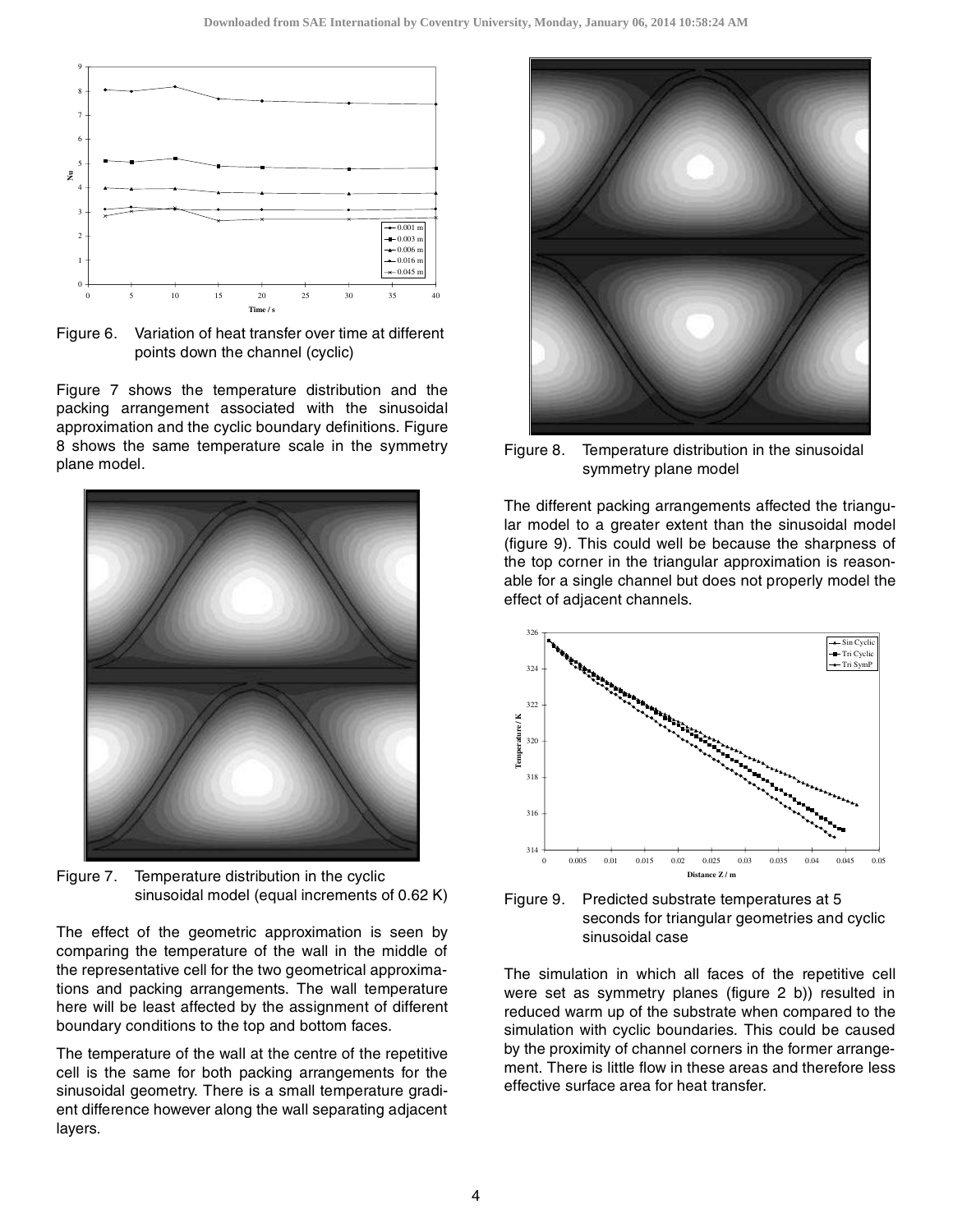9
8
7
6
5
4
3
2
1
0

Nu

0 5 10 15 20 25 30 35 40

Time / s

0.001 m
0.003 m
0.006 m
0.016 m
0.045 m

Figure 6. Variation of heat transfer over time at different points down the channel (cyclic)

Figure 7 shows the temperature distribution and the packing arrangement associated with the sinusoidal approximation and the cyclic boundary definitions. Figure 8 shows the same temperature scale in the symmetry plane model.

Figure 7. Temperature distribution in the cyclic sinusoidal model (equal increments of 0.62 K)

The effect of the geometric approximation is seen by comparing the temperature of the wall in the middle of the representative cell for the two geometrical approximations and packing arrangements. The wall temperature here will be least affected by the assignment of different boundary conditions to the top and bottom faces.

The temperature of the wall at the centre of the repetitive cell is the same for both packing arrangements for the sinusoidal geometry. There is a small temperature gradient difference however along the wall separating adjacent layers.

Figure 8. Temperature distribution in the sinusoidal symmetry plane model

The different packing arrangements affected the triangular model to a greater extent than the sinusoidal model (figure 9). This could well be because the sharpness of the top corner in the triangular approximation is reasonable for a single channel but does not properly model the effect of adjacent channels.

326
324
322
320
318
316
314

Temperature / K

0 0.005 0.01 0.015 0.02 0.025 0.03 0.035 0.04 0.045 0.05

Distance Z / m

Sin Cyclic
Tri Cyclic
Tri SymP

Figure 9. Predicted substrate temperatures at 5 seconds for triangular geometries and cyclic sinusoidal case

The simulation in which all faces of the repetitive cell were set as symmetry planes (figure 2 b)) resulted in reduced warm up of the substrate when compared to the simulation with cyclic boundaries. This could be caused by the proximity of channel corners in the former arrangement. There is little flow in these areas and therefore less effective surface area for heat transfer.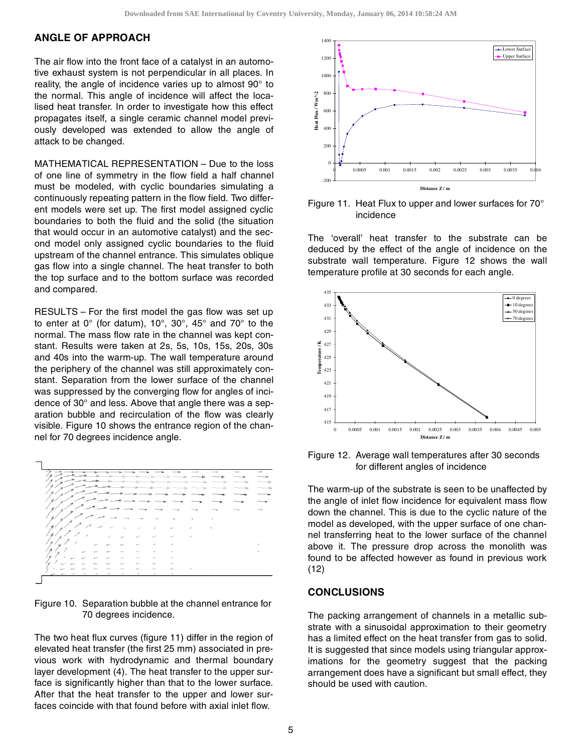## ANGLE OF APPROACH

The air flow into the front face of a catalyst in an automotive exhaust system is not perpendicular in all places. In reality, the angle of incidence varies up to almost 90° to the normal. This angle of incidence will affect the localised heat transfer. In order to investigate how this effect propagates itself, a single ceramic channel model previously developed was extended to allow the angle of attack to be changed.

MATHEMATICAL REPRESENTATION – Due to the loss of one line of symmetry in the flow field a half channel must be modeled, with cyclic boundaries simulating a continuously repeating pattern in the flow field. Two different models were set up. The first model assigned cyclic boundaries to both the fluid and the solid (the situation that would occur in an automotive catalyst) and the second model only assigned cyclic boundaries to the fluid upstream of the channel entrance. This simulates oblique gas flow into a single channel. The heat transfer to both the top surface and to the bottom surface was recorded and compared.

RESULTS – For the first model the gas flow was set up to enter at 0° (for datum), 10°, 30°, 45° and 70° to the normal. The mass flow rate in the channel was kept constant. Results were taken at 2s, 5s, 10s, 15s, 20s, 30s and 40s into the warm-up. The wall temperature around the periphery of the channel was still approximately constant. Separation from the lower surface of the channel was suppressed by the converging flow for angles of incidence of 30° and less. Above that angle there was a separation bubble and recirculation of the flow was clearly visible. Figure 10 shows the entrance region of the channel for 70 degrees incidence angle.

Figure 10. Separation bubble at the channel entrance for 70 degrees incidence.

The two heat flux curves (figure 11) differ in the region of elevated heat transfer (the first 25 mm) associated in previous work with hydrodynamic and thermal boundary layer development (4). The heat transfer to the upper surface is significantly higher than that to the lower surface. After that the heat transfer to the upper and lower surfaces coincide with that found before with axial inlet flow.

Heat Flux / Wm^-2

Distance Z / m

Lower Surface
Upper Surface

1400
1200
1000
800
600
400
200
0
-200

0.0005 0.001 0.0015 0.002 0.0025 0.003 0.0035 0.004

Figure 11. Heat Flux to upper and lower surfaces for 70° incidence

The 'overall' heat transfer to the substrate can be deduced by the effect of the angle of incidence on the substrate wall temperature. Figure 12 shows the wall temperature profile at 30 seconds for each angle.

Temperature / K

Distance Z / m

0 degrees
10 degrees
30 degrees
70 degrees

435
433
431
429
427
425
423
421
419
417
415

0 0.0005 0.001 0.0015 0.002 0.0025 0.003 0.0035 0.004 0.0045 0.005

Figure 12. Average wall temperatures after 30 seconds for different angles of incidence

The warm-up of the substrate is seen to be unaffected by the angle of inlet flow incidence for equivalent mass flow down the channel. This is due to the cyclic nature of the model as developed, with the upper surface of one channel transferring heat to the lower surface of the channel above it. The pressure drop across the monolith was found to be affected however as found in previous work (12)

## CONCLUSIONS

The packing arrangement of channels in a metallic substrate with a sinusoidal approximation to their geometry has a limited effect on the heat transfer from gas to solid. It is suggested that since models using triangular approximations for the geometry suggest that the packing arrangement does have a significant but small effect, they should be used with caution.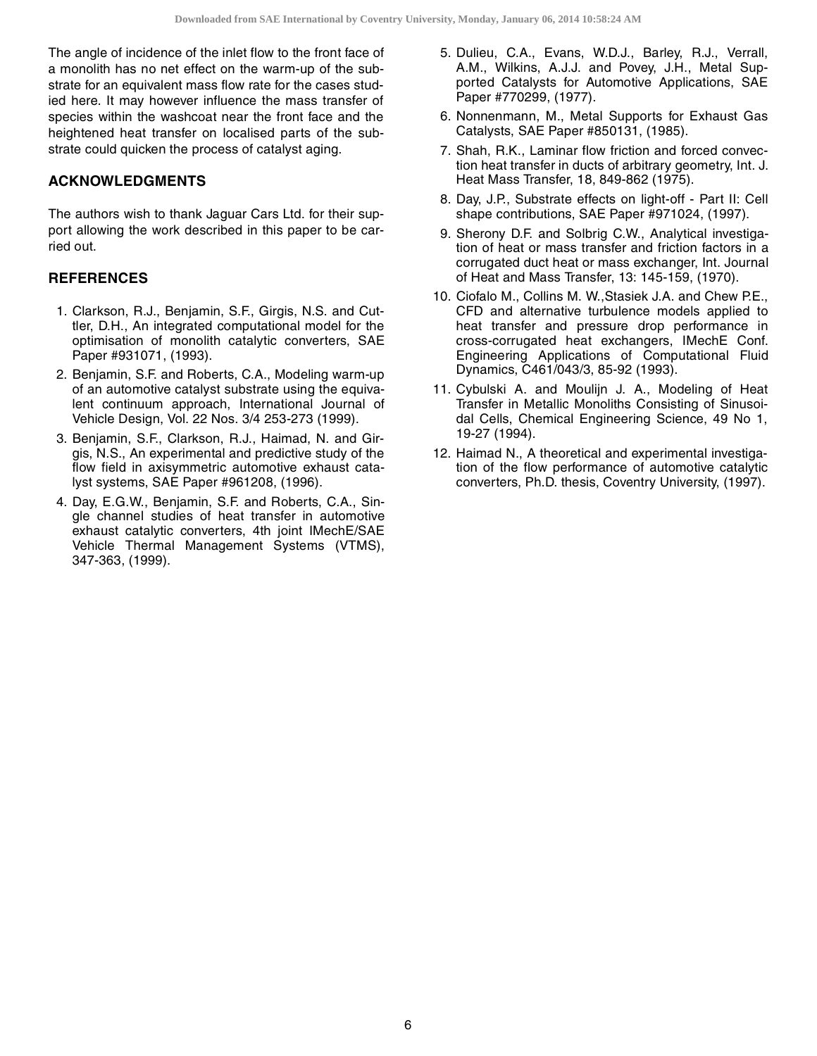The angle of incidence of the inlet flow to the front face of a monolith has no net effect on the warm-up of the substrate for an equivalent mass flow rate for the cases studied here. It may however influence the mass transfer of species within the washcoat near the front face and the heightened heat transfer on localised parts of the substrate could quicken the process of catalyst aging.

## ACKNOWLEDGMENTS

The authors wish to thank Jaguar Cars Ltd. for their support allowing the work described in this paper to be carried out.

## REFERENCES

1. Clarkson, R.J., Benjamin, S.F., Girgis, N.S. and Cuttler, D.H., An integrated computational model for the optimisation of monolith catalytic converters, SAE Paper #931071, (1993).
2. Benjamin, S.F. and Roberts, C.A., Modeling warm-up of an automotive catalyst substrate using the equivalent continuum approach, International Journal of Vehicle Design, Vol. 22 Nos. 3/4 253-273 (1999).
3. Benjamin, S.F., Clarkson, R.J., Haimad, N. and Girgis, N.S., An experimental and predictive study of the flow field in axisymmetric automotive exhaust catalyst systems, SAE Paper #961208, (1996).
4. Day, E.G.W., Benjamin, S.F. and Roberts, C.A., Single channel studies of heat transfer in automotive exhaust catalytic converters, 4th joint IMechE/SAE Vehicle Thermal Management Systems (VTMS), 347-363, (1999).
5. Dulieu, C.A., Evans, W.D.J., Barley, R.J., Verrall, A.M., Wilkins, A.J.J. and Povey, J.H., Metal Supported Catalysts for Automotive Applications, SAE Paper #770299, (1977).
6. Nonnenmann, M., Metal Supports for Exhaust Gas Catalysts, SAE Paper #850131, (1985).
7. Shah, R.K., Laminar flow friction and forced convection heat transfer in ducts of arbitrary geometry, Int. J. Heat Mass Transfer, 18, 849-862 (1975).
8. Day, J.P., Substrate effects on light-off - Part II: Cell shape contributions, SAE Paper #971024, (1997).
9. Sherony D.F. and Solbrig C.W., Analytical investigation of heat or mass transfer and friction factors in a corrugated duct heat or mass exchanger, Int. Journal of Heat and Mass Transfer, 13: 145-159, (1970).
10. Ciofalo M., Collins M. W.,Stasiek J.A. and Chew P.E., CFD and alternative turbulence models applied to heat transfer and pressure drop performance in cross-corrugated heat exchangers, IMechE Conf. Engineering Applications of Computational Fluid Dynamics, C461/043/3, 85-92 (1993).
11. Cybulski A. and Moulijn J. A., Modeling of Heat Transfer in Metallic Monoliths Consisting of Sinusoidal Cells, Chemical Engineering Science, 49 No 1, 19-27 (1994).
12. Haimad N., A theoretical and experimental investigation of the flow performance of automotive catalytic converters, Ph.D. thesis, Coventry University, (1997).